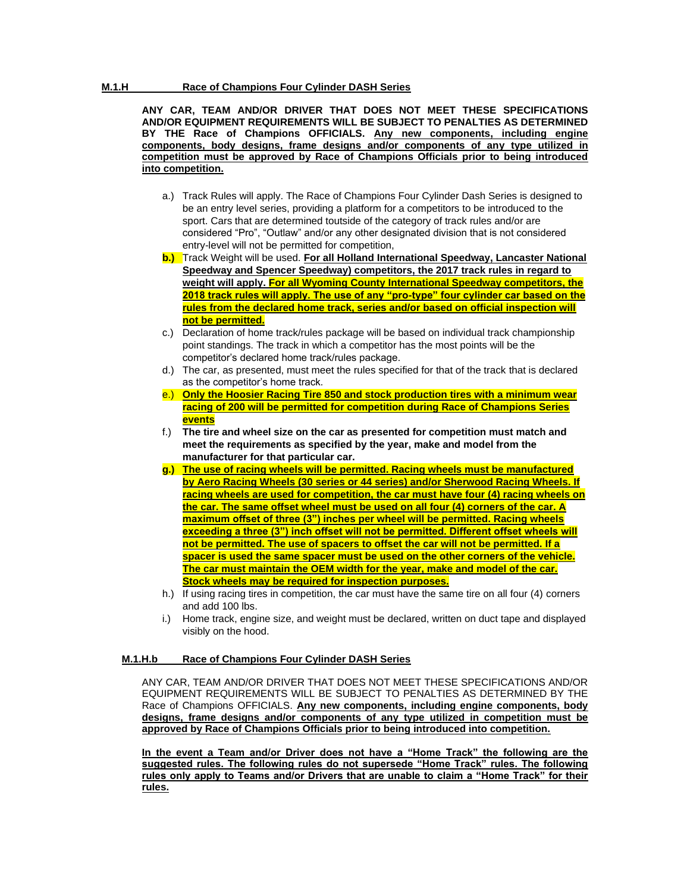**M.1.H Race of Champions Four Cylinder DASH Series**

**ANY CAR, TEAM AND/OR DRIVER THAT DOES NOT MEET THESE SPECIFICATIONS AND/OR EQUIPMENT REQUIREMENTS WILL BE SUBJECT TO PENALTIES AS DETERMINED BY THE Race of Champions OFFICIALS. Any new components, including engine components, body designs, frame designs and/or components of any type utilized in competition must be approved by Race of Champions Officials prior to being introduced into competition.**

a.) Track Rules will apply. The Race of Champions Four Cylinder Dash Series is designed to be an entry level series, providing a platform for a competitors to be introduced to the sport. Cars that are determined toutside of the category of track rules and/or are considered "Pro", "Outlaw" and/or any other designated division that is not considered entry-level will not be permitted for competition,

**b.)** Track Weight will be used. **For all Holland International Speedway, Lancaster National Speedway and Spencer Speedway) competitors, the 2017 track rules in regard to weight will apply. For all Wyoming County International Speedway competitors, the 2018 track rules will apply. The use of any "pro-type" four cylinder car based on the rules from the declared home track, series and/or based on official inspection will not be permitted.**

c.) Declaration of home track/rules package will be based on individual track championship point standings. The track in which a competitor has the most points will be the competitor's declared home track/rules package.

d.) The car, as presented, must meet the rules specified for that of the track that is declared as the competitor's home track.

e.) **Only the Hoosier Racing Tire 850 and stock production tires with a minimum wear racing of 200 will be permitted for competition during Race of Champions Series events**

f.) **The tire and wheel size on the car as presented for competition must match and meet the requirements as specified by the year, make and model from the manufacturer for that particular car.**

**g.) The use of racing wheels will be permitted. Racing wheels must be manufactured by Aero Racing Wheels (30 series or 44 series) and/or Sherwood Racing Wheels. If racing wheels are used for competition, the car must have four (4) racing wheels on the car. The same offset wheel must be used on all four (4) corners of the car. A maximum offset of three (3") inches per wheel will be permitted. Racing wheels exceeding a three (3") inch offset will not be permitted. Different offset wheels will not be permitted. The use of spacers to offset the car will not be permitted. If a spacer is used the same spacer must be used on the other corners of the vehicle. The car must maintain the OEM width for the year, make and model of the car. Stock wheels may be required for inspection purposes.**

h.) If using racing tires in competition, the car must have the same tire on all four (4) corners and add 100 lbs.

i.) Home track, engine size, and weight must be declared, written on duct tape and displayed visibly on the hood.

**M.1.H.b Race of Champions Four Cylinder DASH Series**

ANY CAR, TEAM AND/OR DRIVER THAT DOES NOT MEET THESE SPECIFICATIONS AND/OR EQUIPMENT REQUIREMENTS WILL BE SUBJECT TO PENALTIES AS DETERMINED BY THE Race of Champions OFFICIALS. **Any new components, including engine components, body designs, frame designs and/or components of any type utilized in competition must be approved by Race of Champions Officials prior to being introduced into competition.**

**In the event a Team and/or Driver does not have a "Home Track" the following are the suggested rules. The following rules do not supersede "Home Track" rules. The following rules only apply to Teams and/or Drivers that are unable to claim a "Home Track" for their rules.**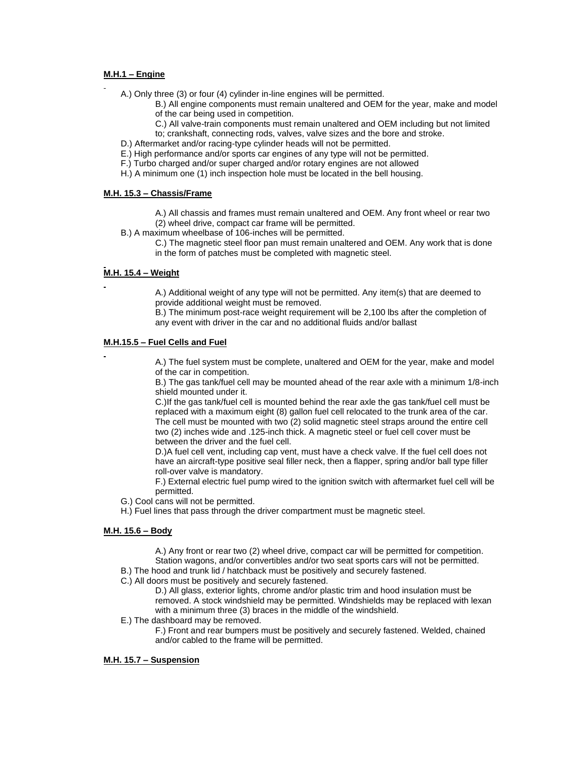**M.H.1 – Engine**

A.) Only three (3) or four (4) cylinder in-line engines will be permitted.

B.) All engine components must remain unaltered and OEM for the year, make and model of the car being used in competition.

C.) All valve-train components must remain unaltered and OEM including but not limited to; crankshaft, connecting rods, valves, valve sizes and the bore and stroke.

D.) Aftermarket and/or racing-type cylinder heads will not be permitted.

E.) High performance and/or sports car engines of any type will not be permitted.

F.) Turbo charged and/or super charged and/or rotary engines are not allowed

H.) A minimum one (1) inch inspection hole must be located in the bell housing.

**M.H. 15.3 – Chassis/Frame**

A.) All chassis and frames must remain unaltered and OEM. Any front wheel or rear two (2) wheel drive, compact car frame will be permitted.

B.) A maximum wheelbase of 106-inches will be permitted.

C.) The magnetic steel floor pan must remain unaltered and OEM. Any work that is done in the form of patches must be completed with magnetic steel.

**M.H. 15.4 – Weight**

A.) Additional weight of any type will not be permitted. Any item(s) that are deemed to provide additional weight must be removed.

B.) The minimum post-race weight requirement will be 2,100 lbs after the completion of any event with driver in the car and no additional fluids and/or ballast

**M.H.15.5 – Fuel Cells and Fuel**

A.) The fuel system must be complete, unaltered and OEM for the year, make and model of the car in competition.

B.) The gas tank/fuel cell may be mounted ahead of the rear axle with a minimum 1/8-inch shield mounted under it.

C.)If the gas tank/fuel cell is mounted behind the rear axle the gas tank/fuel cell must be replaced with a maximum eight (8) gallon fuel cell relocated to the trunk area of the car. The cell must be mounted with two (2) solid magnetic steel straps around the entire cell two (2) inches wide and .125-inch thick. A magnetic steel or fuel cell cover must be between the driver and the fuel cell.

D.)A fuel cell vent, including cap vent, must have a check valve. If the fuel cell does not have an aircraft-type positive seal filler neck, then a flapper, spring and/or ball type filler roll-over valve is mandatory.

F.) External electric fuel pump wired to the ignition switch with aftermarket fuel cell will be permitted.

G.) Cool cans will not be permitted.

H.) Fuel lines that pass through the driver compartment must be magnetic steel.

**M.H. 15.6 – Body**

A.) Any front or rear two (2) wheel drive, compact car will be permitted for competition. Station wagons, and/or convertibles and/or two seat sports cars will not be permitted.

B.) The hood and trunk lid / hatchback must be positively and securely fastened.

C.) All doors must be positively and securely fastened.

D.) All glass, exterior lights, chrome and/or plastic trim and hood insulation must be removed. A stock windshield may be permitted. Windshields may be replaced with lexan with a minimum three (3) braces in the middle of the windshield.

E.) The dashboard may be removed.

F.) Front and rear bumpers must be positively and securely fastened. Welded, chained and/or cabled to the frame will be permitted.

**M.H. 15.7 – Suspension**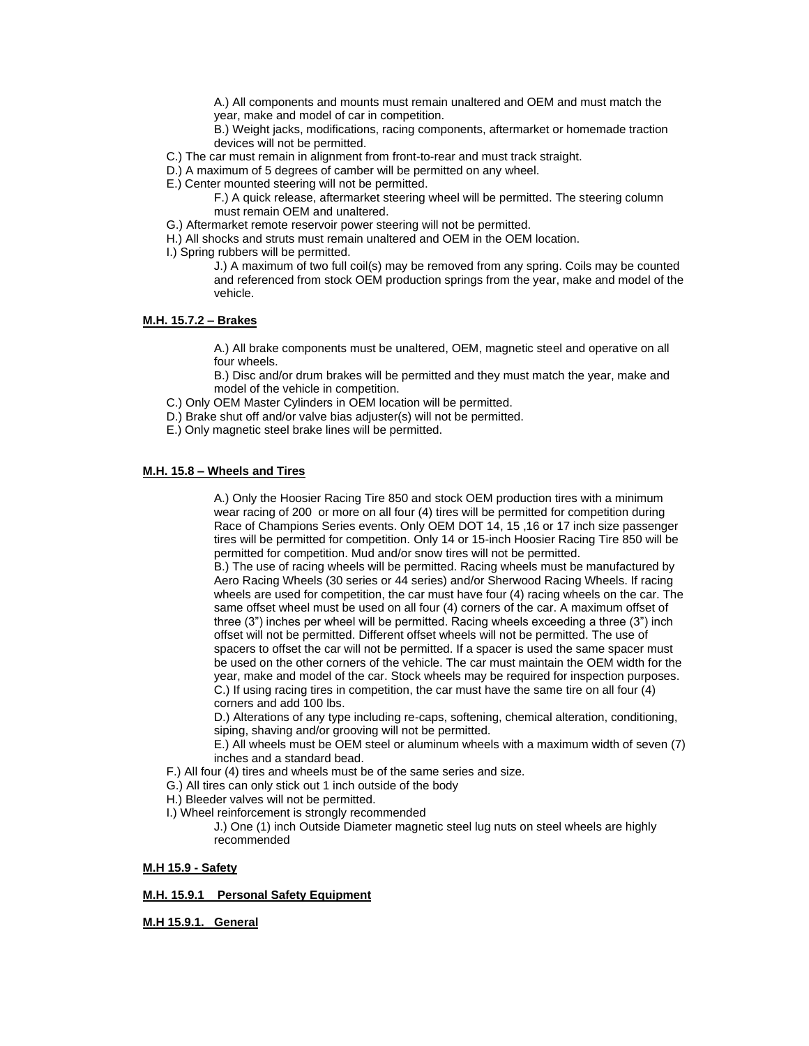A.) All components and mounts must remain unaltered and OEM and must match the year, make and model of car in competition.

B.) Weight jacks, modifications, racing components, aftermarket or homemade traction devices will not be permitted.

C.) The car must remain in alignment from front-to-rear and must track straight.

D.) A maximum of 5 degrees of camber will be permitted on any wheel.

E.) Center mounted steering will not be permitted.

F.) A quick release, aftermarket steering wheel will be permitted. The steering column must remain OEM and unaltered.

G.) Aftermarket remote reservoir power steering will not be permitted.

H.) All shocks and struts must remain unaltered and OEM in the OEM location.

I.) Spring rubbers will be permitted.

J.) A maximum of two full coil(s) may be removed from any spring. Coils may be counted and referenced from stock OEM production springs from the year, make and model of the vehicle.

**M.H. 15.7.2 – Brakes**

A.) All brake components must be unaltered, OEM, magnetic steel and operative on all four wheels.

B.) Disc and/or drum brakes will be permitted and they must match the year, make and model of the vehicle in competition.

C.) Only OEM Master Cylinders in OEM location will be permitted.

D.) Brake shut off and/or valve bias adjuster(s) will not be permitted.

E.) Only magnetic steel brake lines will be permitted.

**M.H. 15.8 – Wheels and Tires**

A.) Only the Hoosier Racing Tire 850 and stock OEM production tires with a minimum wear racing of 200 or more on all four (4) tires will be permitted for competition during Race of Champions Series events. Only OEM DOT 14, 15 ,16 or 17 inch size passenger tires will be permitted for competition. Only 14 or 15-inch Hoosier Racing Tire 850 will be permitted for competition. Mud and/or snow tires will not be permitted.

B.) The use of racing wheels will be permitted. Racing wheels must be manufactured by Aero Racing Wheels (30 series or 44 series) and/or Sherwood Racing Wheels. If racing wheels are used for competition, the car must have four (4) racing wheels on the car. The same offset wheel must be used on all four (4) corners of the car. A maximum offset of three (3") inches per wheel will be permitted. Racing wheels exceeding a three (3") inch offset will not be permitted. Different offset wheels will not be permitted. The use of spacers to offset the car will not be permitted. If a spacer is used the same spacer must be used on the other corners of the vehicle. The car must maintain the OEM width for the year, make and model of the car. Stock wheels may be required for inspection purposes.

C.) If using racing tires in competition, the car must have the same tire on all four (4) corners and add 100 lbs.

D.) Alterations of any type including re-caps, softening, chemical alteration, conditioning, siping, shaving and/or grooving will not be permitted.

E.) All wheels must be OEM steel or aluminum wheels with a maximum width of seven (7) inches and a standard bead.

F.) All four (4) tires and wheels must be of the same series and size.

G.) All tires can only stick out 1 inch outside of the body

H.) Bleeder valves will not be permitted.

I.) Wheel reinforcement is strongly recommended

J.) One (1) inch Outside Diameter magnetic steel lug nuts on steel wheels are highly recommended

**M.H 15.9 - Safety**

**M.H. 15.9.1 Personal Safety Equipment**

**M.H 15.9.1. General**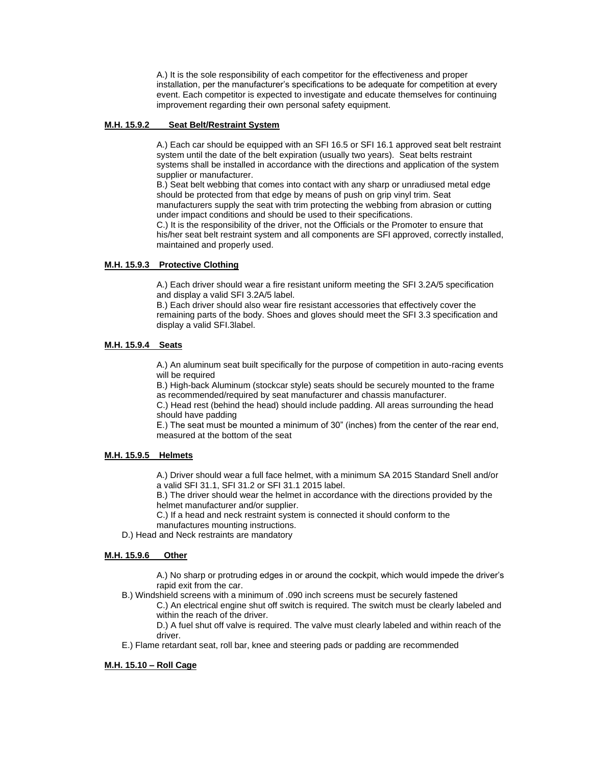A.) It is the sole responsibility of each competitor for the effectiveness and proper installation, per the manufacturer's specifications to be adequate for competition at every event. Each competitor is expected to investigate and educate themselves for continuing improvement regarding their own personal safety equipment.

**M.H. 15.9.2 Seat Belt/Restraint System**

A.) Each car should be equipped with an SFI 16.5 or SFI 16.1 approved seat belt restraint system until the date of the belt expiration (usually two years). Seat belts restraint systems shall be installed in accordance with the directions and application of the system supplier or manufacturer.
B.) Seat belt webbing that comes into contact with any sharp or unradiused metal edge should be protected from that edge by means of push on grip vinyl trim. Seat manufacturers supply the seat with trim protecting the webbing from abrasion or cutting under impact conditions and should be used to their specifications.
C.) It is the responsibility of the driver, not the Officials or the Promoter to ensure that his/her seat belt restraint system and all components are SFI approved, correctly installed, maintained and properly used.

**M.H. 15.9.3 Protective Clothing**

A.) Each driver should wear a fire resistant uniform meeting the SFI 3.2A/5 specification and display a valid SFI 3.2A/5 label.
B.) Each driver should also wear fire resistant accessories that effectively cover the remaining parts of the body. Shoes and gloves should meet the SFI 3.3 specification and display a valid SFI.3label.

**M.H. 15.9.4 Seats**

A.) An aluminum seat built specifically for the purpose of competition in auto-racing events will be required
B.) High-back Aluminum (stockcar style) seats should be securely mounted to the frame as recommended/required by seat manufacturer and chassis manufacturer.
C.) Head rest (behind the head) should include padding. All areas surrounding the head should have padding
E.) The seat must be mounted a minimum of 30" (inches) from the center of the rear end, measured at the bottom of the seat

**M.H. 15.9.5 Helmets**

A.) Driver should wear a full face helmet, with a minimum SA 2015 Standard Snell and/or a valid SFI 31.1, SFI 31.2 or SFI 31.1 2015 label.
B.) The driver should wear the helmet in accordance with the directions provided by the helmet manufacturer and/or supplier.
C.) If a head and neck restraint system is connected it should conform to the manufactures mounting instructions.
D.) Head and Neck restraints are mandatory

**M.H. 15.9.6 Other**

A.) No sharp or protruding edges in or around the cockpit, which would impede the driver's rapid exit from the car.
B.) Windshield screens with a minimum of .090 inch screens must be securely fastened
C.) An electrical engine shut off switch is required. The switch must be clearly labeled and within the reach of the driver.
D.) A fuel shut off valve is required. The valve must clearly labeled and within reach of the driver.
E.) Flame retardant seat, roll bar, knee and steering pads or padding are recommended

**M.H. 15.10 – Roll Cage**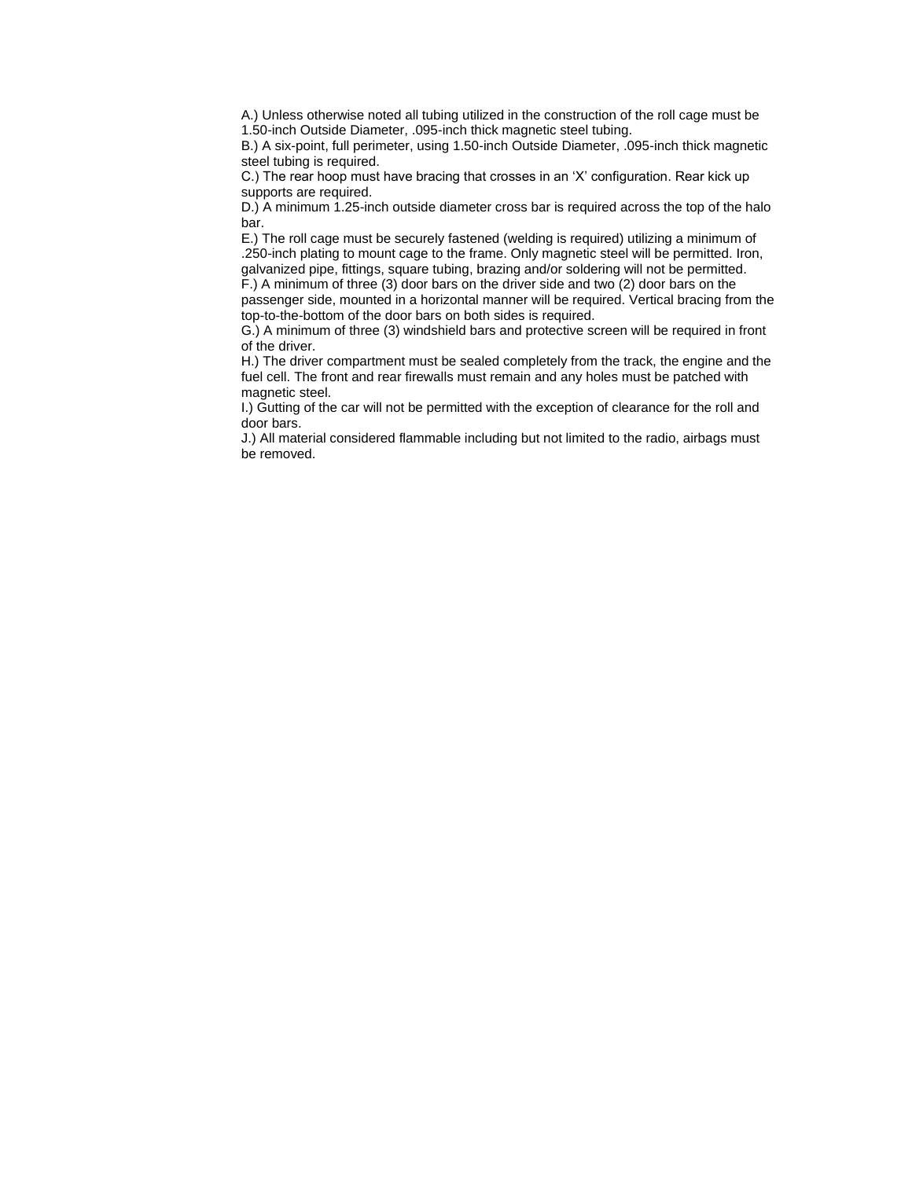A.) Unless otherwise noted all tubing utilized in the construction of the roll cage must be 1.50-inch Outside Diameter, .095-inch thick magnetic steel tubing.
B.) A six-point, full perimeter, using 1.50-inch Outside Diameter, .095-inch thick magnetic steel tubing is required.
C.) The rear hoop must have bracing that crosses in an 'X' configuration. Rear kick up supports are required.
D.) A minimum 1.25-inch outside diameter cross bar is required across the top of the halo bar.
E.) The roll cage must be securely fastened (welding is required) utilizing a minimum of .250-inch plating to mount cage to the frame. Only magnetic steel will be permitted. Iron, galvanized pipe, fittings, square tubing, brazing and/or soldering will not be permitted.
F.) A minimum of three (3) door bars on the driver side and two (2) door bars on the passenger side, mounted in a horizontal manner will be required. Vertical bracing from the top-to-the-bottom of the door bars on both sides is required.
G.) A minimum of three (3) windshield bars and protective screen will be required in front of the driver.
H.) The driver compartment must be sealed completely from the track, the engine and the fuel cell. The front and rear firewalls must remain and any holes must be patched with magnetic steel.
I.) Gutting of the car will not be permitted with the exception of clearance for the roll and door bars.
J.) All material considered flammable including but not limited to the radio, airbags must be removed.